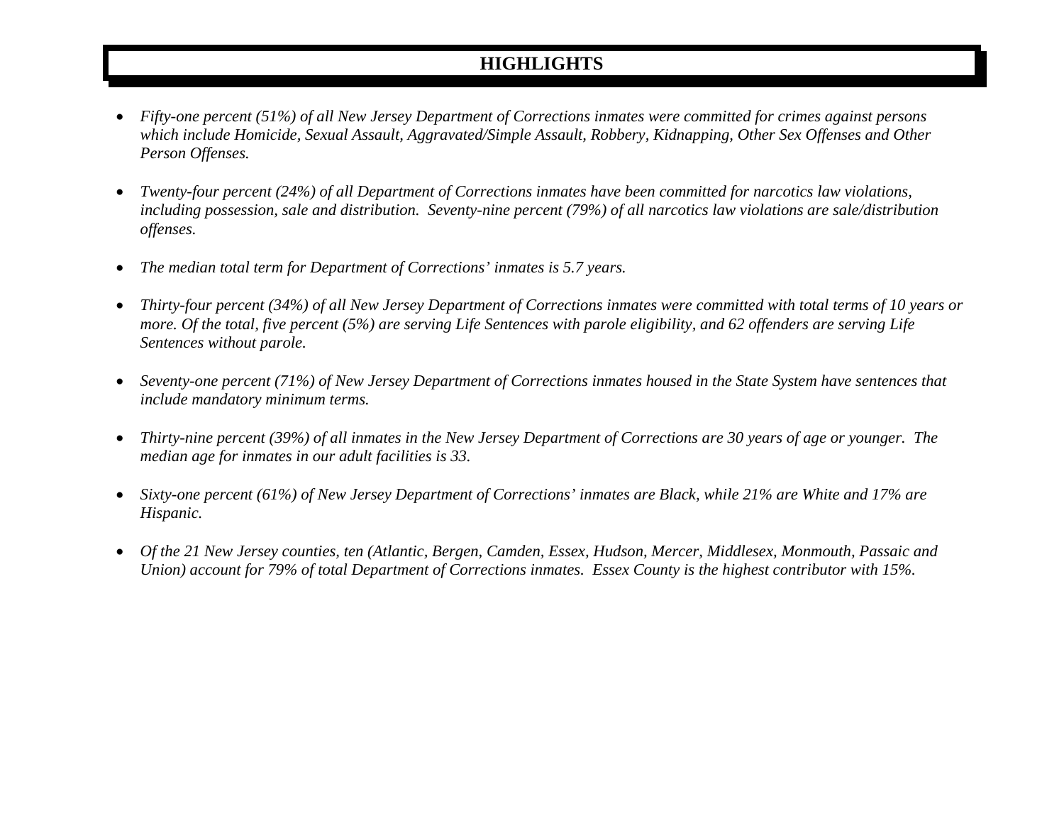# HIGHLIGHTS

- *Fifty-one percent (51%) of all New Jersey Department of Corrections inmates were committed for crimes against persons which include Homicide, Sexual Assault, Aggravated/Simple Assault, Robbery, Kidnapping, Other Sex Offenses and Other Person Offenses.*

- *Twenty-four percent (24%) of all Department of Corrections inmates have been committed for narcotics law violations, including possession, sale and distribution. Seventy-nine percent (79%) of all narcotics law violations are sale/distribution offenses.*

- *The median total term for Department of Corrections' inmates is 5.7 years.*

- *Thirty-four percent (34%) of all New Jersey Department of Corrections inmates were committed with total terms of 10 years or more. Of the total, five percent (5%) are serving Life Sentences with parole eligibility, and 62 offenders are serving Life Sentences without parole.*

- *Seventy-one percent (71%) of New Jersey Department of Corrections inmates housed in the State System have sentences that include mandatory minimum terms.*

- *Thirty-nine percent (39%) of all inmates in the New Jersey Department of Corrections are 30 years of age or younger. The median age for inmates in our adult facilities is 33.*

- *Sixty-one percent (61%) of New Jersey Department of Corrections' inmates are Black, while 21% are White and 17% are Hispanic.*

- *Of the 21 New Jersey counties, ten (Atlantic, Bergen, Camden, Essex, Hudson, Mercer, Middlesex, Monmouth, Passaic and Union) account for 79% of total Department of Corrections inmates. Essex County is the highest contributor with 15%.*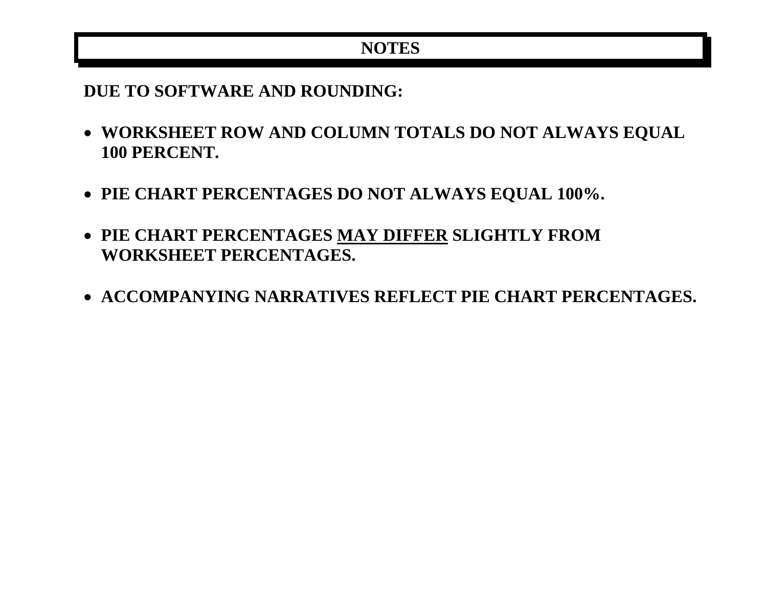# NOTES

**DUE TO SOFTWARE AND ROUNDING:**

- **WORKSHEET ROW AND COLUMN TOTALS DO NOT ALWAYS EQUAL 100 PERCENT.**

- **PIE CHART PERCENTAGES DO NOT ALWAYS EQUAL 100%.**

- **PIE CHART PERCENTAGES <u>MAY DIFFER</u> SLIGHTLY FROM WORKSHEET PERCENTAGES.**

- **ACCOMPANYING NARRATIVES REFLECT PIE CHART PERCENTAGES.**